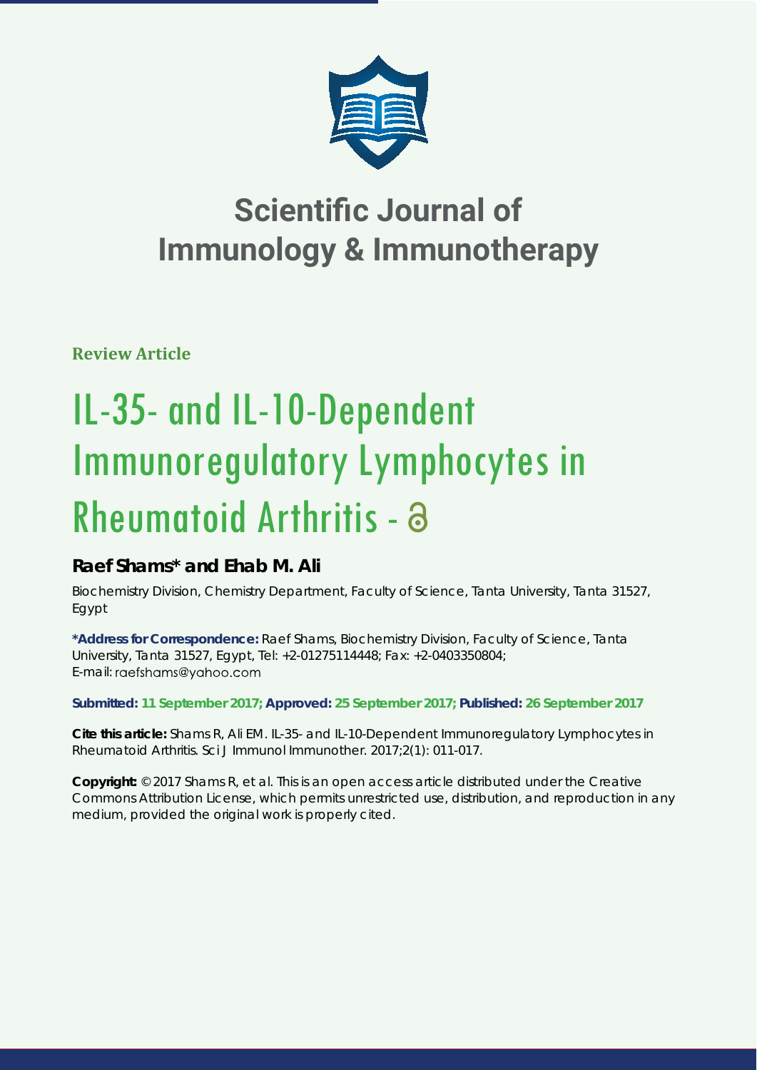# Scientific Journal of Immunology & Immunotherapy

**Review Article**

# IL-35- and IL-10-Dependent Immunoregulatory Lymphocytes in Rheumatoid Arthritis -

**Raef Shams\* and Ehab M. Ali**

Biochemistry Division, Chemistry Department, Faculty of Science, Tanta University, Tanta 31527, Egypt

**\*Address for Correspondence:** Raef Shams, Biochemistry Division, Faculty of Science, Tanta University, Tanta 31527, Egypt, Tel: +2-01275114448; Fax: +2-0403350804; E-mail: raefshams@yahoo.com

**Submitted: 11 September 2017; Approved: 25 September 2017; Published: 26 September 2017**

**Cite this article:** Shams R, Ali EM. IL-35- and IL-10-Dependent Immunoregulatory Lymphocytes in Rheumatoid Arthritis. Sci J Immunol Immunother. 2017;2(1): 011-017.

**Copyright:** © 2017 Shams R, et al. This is an open access article distributed under the Creative Commons Attribution License, which permits unrestricted use, distribution, and reproduction in any medium, provided the original work is properly cited.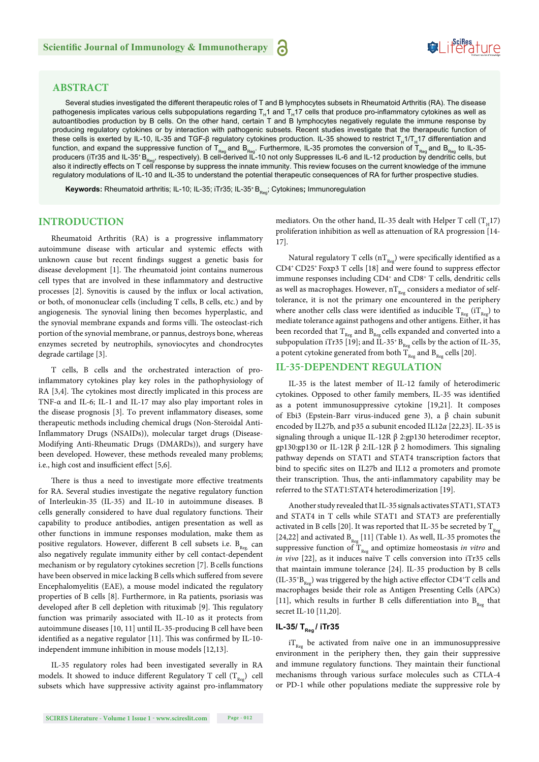## ABSTRACT

Several studies investigated the different therapeutic roles of T and B lymphocytes subsets in Rheumatoid Arthritis (RA). The disease pathogenesis implicates various cells subpopulations regarding $T_H1$ and $T_H17$ cells that produce pro-inflammatory cytokines as well as autoantibodies production by B cells. On the other hand, certain T and B lymphocytes negatively regulate the immune response by producing regulatory cytokines or by interaction with pathogenic subsets. Recent studies investigate that the therapeutic function of these cells is exerted by IL-10, IL-35 and TGF-β regulatory cytokines production. IL-35 showed to restrict $T_H1/T_H17$ differentiation and function, and expand the suppressive function of $T_{Reg}$ and $B_{Reg}$. Furthermore, IL-35 promotes the conversion of $T_{Reg}$ and $B_{Reg}$ to IL-35-producers (iTr35 and IL-35$^+$ $B_{Reg}$, respectively). B cell-derived IL-10 not only Suppresses IL-6 and IL-12 production by dendritic cells, but also it indirectly effects on T cell response by suppress the innate immunity. This review focuses on the current knowledge of the immune regulatory modulations of IL-10 and IL-35 to understand the potential therapeutic consequences of RA for further prospective studies.

**Keywords:** Rheumatoid arthritis; IL-10; IL-35; iTr35; IL-35$^+$ $B_{Reg}$; Cytokines**;** Immunoregulation

## INTRODUCTION

Rheumatoid Arthritis (RA) is a progressive inflammatory autoimmune disease with articular and systemic effects with unknown cause but recent findings suggest a genetic basis for disease development [1]. The rheumatoid joint contains numerous cell types that are involved in these inflammatory and destructive processes [2]. Synovitis is caused by the influx or local activation, or both, of mononuclear cells (including T cells, B cells, etc.) and by angiogenesis. The synovial lining then becomes hyperplastic, and the synovial membrane expands and forms villi. The osteoclast-rich portion of the synovial membrane, or pannus, destroys bone, whereas enzymes secreted by neutrophils, synoviocytes and chondrocytes degrade cartilage [3].

T cells, B cells and the orchestrated interaction of pro-inflammatory cytokines play key roles in the pathophysiology of RA [3,4]. The cytokines most directly implicated in this process are TNF-α and IL-6; IL-1 and IL-17 may also play important roles in the disease prognosis [3]. To prevent inflammatory diseases, some therapeutic methods including chemical drugs (Non-Steroidal Anti-Inflammatory Drugs (NSAIDs)), molecular target drugs (Disease-Modifying Anti-Rheumatic Drugs (DMARDs)), and surgery have been developed. However, these methods revealed many problems; i.e., high cost and insufficient effect [5,6].

There is thus a need to investigate more effective treatments for RA. Several studies investigate the negative regulatory function of Interleukin-35 (IL-35) and IL-10 in autoimmune diseases. B cells generally considered to have dual regulatory functions. Their capability to produce antibodies, antigen presentation as well as other functions in immune responses modulation, make them as positive regulators. However, different B cell subsets i.e. $B_{Reg}$, can also negatively regulate immunity either by cell contact-dependent mechanism or by regulatory cytokines secretion [7]. B cells functions have been observed in mice lacking B cells which suffered from severe Encephalomyelitis (EAE), a mouse model indicated the regulatory properties of B cells [8]. Furthermore, in Ra patients, psoriasis was developed after B cell depletion with rituximab [9]. This regulatory function was primarily associated with IL-10 as it protects from autoimmune diseases [10, 11] until IL-35-producing B cell have been identified as a negative regulator [11]. This was confirmed by IL-10-independent immune inhibition in mouse models [12,13].

IL-35 regulatory roles had been investigated severally in RA models. It showed to induce different Regulatory T cell ($T_{Reg}$) cell subsets which have suppressive activity against pro-inflammatory mediators. On the other hand, IL-35 dealt with Helper T cell ($T_H17$) proliferation inhibition as well as attenuation of RA progression [14-17].

Natural regulatory T cells ($nT_{Reg}$) were specifically identified as a CD4$^+$ CD25$^+$ Foxp3 T cells [18] and were found to suppress effector immune responses including CD4$^+$ and CD8$^+$ T cells, dendritic cells as well as macrophages. However, $nT_{Reg}$ considers a mediator of self-tolerance, it is not the primary one encountered in the periphery where another cells class were identified as inducible $T_{Reg}$ ($iT_{Reg}$) to mediate tolerance against pathogens and other antigens. Either, it has been recorded that $T_{Reg}$ and $B_{Reg}$ cells expanded and converted into a subpopulation iTr35 [19]; and IL-35$^+$ $B_{Reg}$ cells by the action of IL-35, a potent cytokine generated from both $T_{Reg}$ and $B_{Reg}$ cells [20].

## IL-35-DEPENDENT REGULATION

IL-35 is the latest member of IL-12 family of heterodimeric cytokines. Opposed to other family members, IL-35 was identified as a potent immunosuppressive cytokine [19,21]. It composes of Ebi3 (Epstein-Barr virus-induced gene 3), a β chain subunit encoded by IL27b, and p35 α subunit encoded IL12α [22,23]. IL-35 is signaling through a unique IL-12R β 2:gp130 heterodimer receptor, gp130:gp130 or IL-12R β 2:IL-12R β 2 homodimers. This signaling pathway depends on STAT1 and STAT4 transcription factors that bind to specific sites on IL27b and IL12 α promoters and promote their transcription. Thus, the anti-inflammatory capability may be referred to the STAT1:STAT4 heterodimerization [19].

Another study revealed that IL-35 signals activates STAT1, STAT3 and STAT4 in T cells while STAT1 and STAT3 are preferentially activated in B cells [20]. It was reported that IL-35 be secreted by $T_{Reg}$ [24,22] and activated $B_{Reg}$ [11] (Table 1). As well, IL-35 promotes the suppressive function of $T_{Reg}$ and optimize homeostasis *in vitro* and *in vivo* [22], as it induces naïve T cells conversion into iTr35 cells that maintain immune tolerance [24]. IL-35 production by B cells (IL-35$^+$$B_{Reg}$) was triggered by the high active effector CD4$^+$T cells and macrophages beside their role as Antigen Presenting Cells (APCs) [11], which results in further B cells differentiation into $B_{Reg}$ that secret IL-10 [11,20].

### IL-35/ $T_{Reg}$ / iTr35

$iT_{Reg}$ be activated from naïve one in an immunosuppressive environment in the periphery then, they gain their suppressive and immune regulatory functions. They maintain their functional mechanisms through various surface molecules such as CTLA-4 or PD-1 while other populations mediate the suppressive role by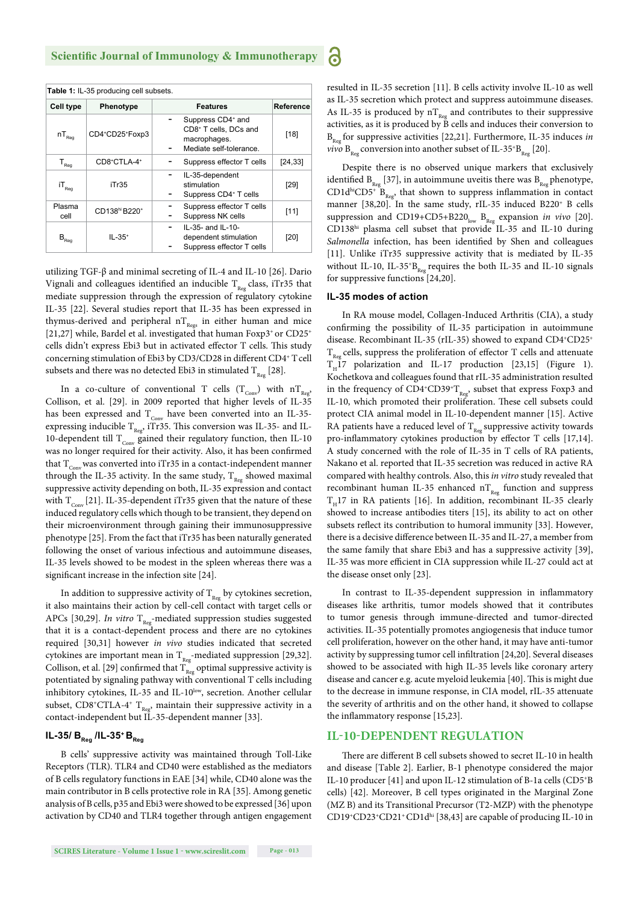**Table 1:** IL-35 producing cell subsets.

| Cell type | Phenotype | Features | Reference |
|---|---|---|---|
| $nT_{Reg}$ | $CD4^+CD25^+Foxp3$ | - Suppress $CD4^+$ and $CD8^+$ T cells, DCs and macrophages.<br>- Mediate self-tolerance. | [18] |
| $T_{Reg}$ | $CD8^+CTLA\text{-}4^+$ | - Suppress effector T cells | [24,33] |
| $iT_{Reg}$ | iTr35 | - IL-35-dependent stimulation<br>- Suppress $CD4^+$ T cells | [29] |
| Plasma cell | $CD138^{hi}$ $B220^+$ | - Suppress effector T cells<br>- Suppress NK cells | [11] |
| $B_{Reg}$ | $IL\text{-}35^+$ | - IL-35- and IL-10-dependent stimulation<br>- Suppress effector T cells | [20] |

utilizing TGF-β and minimal secreting of IL-4 and IL-10 [26]. Dario Vignali and colleagues identified an inducible $T_{Reg}$ class, iTr35 that mediate suppression through the expression of regulatory cytokine IL-35 [22]. Several studies report that IL-35 has been expressed in thymus-derived and peripheral $nT_{Regs}$ in either human and mice [21,27] while, Bardel et al. investigated that human $Foxp3^+$ or $CD25^+$ cells didn't express Ebi3 but in activated effector T cells. This study concerning stimulation of Ebi3 by CD3/CD28 in different $CD4^+$ T cell subsets and there was no detected Ebi3 in stimulated $T_{Reg}$ [28].

In a co-culture of conventional T cells ($T_{Conv}$) with $nT_{Reg}$, Collison, et al. [29]. in 2009 reported that higher levels of IL-35 has been expressed and $T_{Conv}$ have been converted into an IL-35-expressing inducible $T_{Reg}$, iTr35. This conversion was IL-35- and IL-10-dependent till $T_{Conv}$ gained their regulatory function, then IL-10 was no longer required for their activity. Also, it has been confirmed that $T_{Conv}$ was converted into iTr35 in a contact-independent manner through the IL-35 activity. In the same study, $T_{Reg}$ showed maximal suppressive activity depending on both, IL-35 expression and contact with $T_{Conv}$ [21]. IL-35-dependent iTr35 given that the nature of these induced regulatory cells which though to be transient, they depend on their microenvironment through gaining their immunosuppressive phenotype [25]. From the fact that iTr35 has been naturally generated following the onset of various infectious and autoimmune diseases, IL-35 levels showed to be modest in the spleen whereas there was a significant increase in the infection site [24].

In addition to suppressive activity of $T_{Reg}$ by cytokines secretion, it also maintains their action by cell-cell contact with target cells or APCs [30,29]. *In vitro* $T_{Reg}$-mediated suppression studies suggested that it is a contact-dependent process and there are no cytokines required [30,31] however *in vivo* studies indicated that secreted cytokines are important mean in $T_{Reg}$-mediated suppression [29,32]. Collison, et al. [29] confirmed that $T_{Reg}$ optimal suppressive activity is potentiated by signaling pathway with conventional T cells including inhibitory cytokines, IL-35 and $IL\text{-}10^{low}$, secretion. Another cellular subset, $CD8^+CTLA\text{-}4^+$ $T_{Reg}$, maintain their suppressive activity in a contact-independent but IL-35-dependent manner [33].

### IL-35/ $B_{Reg}$ /IL-35⁺ $B_{Reg}$

B cells' suppressive activity was maintained through Toll-Like Receptors (TLR). TLR4 and CD40 were established as the mediators of B cells regulatory functions in EAE [34] while, CD40 alone was the main contributor in B cells protective role in RA [35]. Among genetic analysis of B cells, p35 and Ebi3 were showed to be expressed [36] upon activation by CD40 and TLR4 together through antigen engagement resulted in IL-35 secretion [11]. B cells activity involve IL-10 as well as IL-35 secretion which protect and suppress autoimmune diseases. As IL-35 is produced by $nT_{Reg}$ and contributes to their suppressive activities, as it is produced by B cells and induces their conversion to $B_{Reg}$ for suppressive activities [22,21]. Furthermore, IL-35 induces *in vivo* $B_{Reg}$ conversion into another subset of $IL\text{-}35^+B_{Reg}$ [20].

Despite there is no observed unique markers that exclusively identified $B_{Reg}$ [37], in autoimmune uveitis there was $B_{Reg}$ phenotype, $CD1d^{hi}CD5^+$ $B_{Reg}$, that shown to suppress inflammation in contact manner [38,20]. In the same study, rIL-35 induced $B220^+$ B cells suppression and $CD19{+}CD5{+}B220_{low}$ $B_{Reg}$ expansion *in vivo* [20]. $CD138^{hi}$ plasma cell subset that provide IL-35 and IL-10 during *Salmonella* infection, has been identified by Shen and colleagues [11]. Unlike iTr35 suppressive activity that is mediated by IL-35 without IL-10, $IL\text{-}35^+B_{Reg}$ requires the both IL-35 and IL-10 signals for suppressive functions [24,20].

### IL-35 modes of action

In RA mouse model, Collagen-Induced Arthritis (CIA), a study confirming the possibility of IL-35 participation in autoimmune disease. Recombinant IL-35 (rIL-35) showed to expand $CD4^+CD25^+$ $T_{Reg}$ cells, suppress the proliferation of effector T cells and attenuate $T_H17$ polarization and IL-17 production [23,15] (Figure 1). Kochetkova and colleagues found that rIL-35 administration resulted in the frequency of $CD4^+CD39^+T_{Reg}$, subset that express Foxp3 and IL-10, which promoted their proliferation. These cell subsets could protect CIA animal model in IL-10-dependent manner [15]. Active RA patients have a reduced level of $T_{Reg}$ suppressive activity towards pro-inflammatory cytokines production by effector T cells [17,14]. A study concerned with the role of IL-35 in T cells of RA patients, Nakano et al. reported that IL-35 secretion was reduced in active RA compared with healthy controls. Also, this *in vitro* study revealed that recombinant human IL-35 enhanced $nT_{Reg}$ function and suppress $T_H17$ in RA patients [16]. In addition, recombinant IL-35 clearly showed to increase antibodies titers [15], its ability to act on other subsets reflect its contribution to humoral immunity [33]. However, there is a decisive difference between IL-35 and IL-27, a member from the same family that share Ebi3 and has a suppressive activity [39], IL-35 was more efficient in CIA suppression while IL-27 could act at the disease onset only [23].

In contrast to IL-35-dependent suppression in inflammatory diseases like arthritis, tumor models showed that it contributes to tumor genesis through immune-directed and tumor-directed activities. IL-35 potentially promotes angiogenesis that induce tumor cell proliferation, however on the other hand, it may have anti-tumor activity by suppressing tumor cell infiltration [24,20]. Several diseases showed to be associated with high IL-35 levels like coronary artery disease and cancer e.g. acute myeloid leukemia [40]. This is might due to the decrease in immune response, in CIA model, rIL-35 attenuate the severity of arthritis and on the other hand, it showed to collapse the inflammatory response [15,23].

## IL-10-DEPENDENT REGULATION

There are different B cell subsets showed to secret IL-10 in health and disease [Table 2]. Earlier, B-1 phenotype considered the major IL-10 producer [41] and upon IL-12 stimulation of B-1a cells ($CD5^+B$ cells) [42]. Moreover, B cell types originated in the Marginal Zone (MZ B) and its Transitional Precursor (T2-MZP) with the phenotype $CD19^+CD23^+CD21^+CD1d^{hi}$ [38,43] are capable of producing IL-10 in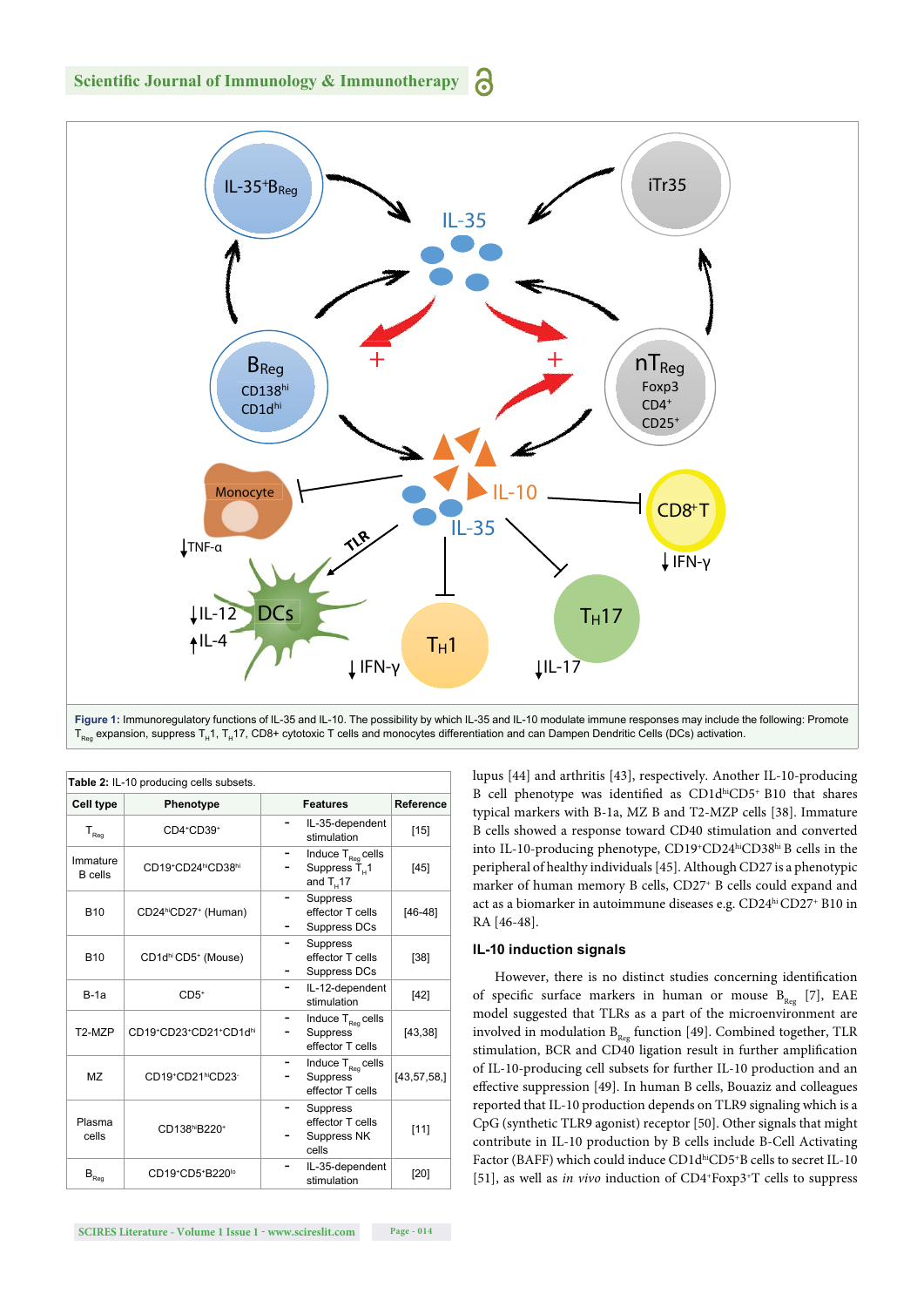**Figure 1:** Immunoregulatory functions of IL-35 and IL-10. The possibility by which IL-35 and IL-10 modulate immune responses may include the following: Promote $T_{Reg}$ expansion, suppress $T_H1$, $T_H17$, CD8+ cytotoxic T cells and monocytes differentiation and can Dampen Dendritic Cells (DCs) activation.

**Table 2:** IL-10 producing cells subsets.

| Cell type | Phenotype | Features | Reference |
|---|---|---|---|
| $T_{Reg}$ | $CD4^+CD39^+$ | - IL-35-dependent stimulation | [15] |
| Immature B cells | $CD19^+CD24^{hi}CD38^{hi}$ | - Induce $T_{Reg}$ cells<br>- Suppress $T_H1$ and $T_H17$ | [45] |
| B10 | $CD24^{hi}CD27^+$ (Human) | - Suppress effector T cells<br>- Suppress DCs | [46-48] |
| B10 | $CD1d^{hi}$ $CD5^+$ (Mouse) | - Suppress effector T cells<br>- Suppress DCs | [38] |
| B-1a | $CD5^+$ | - IL-12-dependent stimulation | [42] |
| T2-MZP | $CD19^+CD23^+CD21^+CD1d^{hi}$ | - Induce $T_{Reg}$ cells<br>- Suppress effector T cells | [43,38] |
| MZ | $CD19^+CD21^{hi}CD23^-$ | - Induce $T_{Reg}$ cells<br>- Suppress effector T cells | [43,57,58,] |
| Plasma cells | $CD138^{hi}B220^+$ | - Suppress effector T cells<br>- Suppress NK cells | [11] |
| $B_{Reg}$ | $CD19^+CD5^+B220^{lo}$ | - IL-35-dependent stimulation | [20] |

lupus [44] and arthritis [43], respectively. Another IL-10-producing B cell phenotype was identified as $CD1d^{hi}CD5^+$ B10 that shares typical markers with B-1a, MZ B and T2-MZP cells [38]. Immature B cells showed a response toward CD40 stimulation and converted into IL-10-producing phenotype, $CD19^+CD24^{hi}CD38^{hi}$ B cells in the peripheral of healthy individuals [45]. Although CD27 is a phenotypic marker of human memory B cells, $CD27^+$ B cells could expand and act as a biomarker in autoimmune diseases e.g. $CD24^{hi}$ $CD27^+$ B10 in RA [46-48].

## IL-10 induction signals

However, there is no distinct studies concerning identification of specific surface markers in human or mouse $B_{Reg}$ [7], EAE model suggested that TLRs as a part of the microenvironment are involved in modulation $B_{Reg}$ function [49]. Combined together, TLR stimulation, BCR and CD40 ligation result in further amplification of IL-10-producing cell subsets for further IL-10 production and an effective suppression [49]. In human B cells, Bouaziz and colleagues reported that IL-10 production depends on TLR9 signaling which is a CpG (synthetic TLR9 agonist) receptor [50]. Other signals that might contribute in IL-10 production by B cells include B-Cell Activating Factor (BAFF) which could induce $CD1d^{hi}CD5^+B$ cells to secret IL-10 [51], as well as *in vivo* induction of $CD4^+Foxp3^+T$ cells to suppress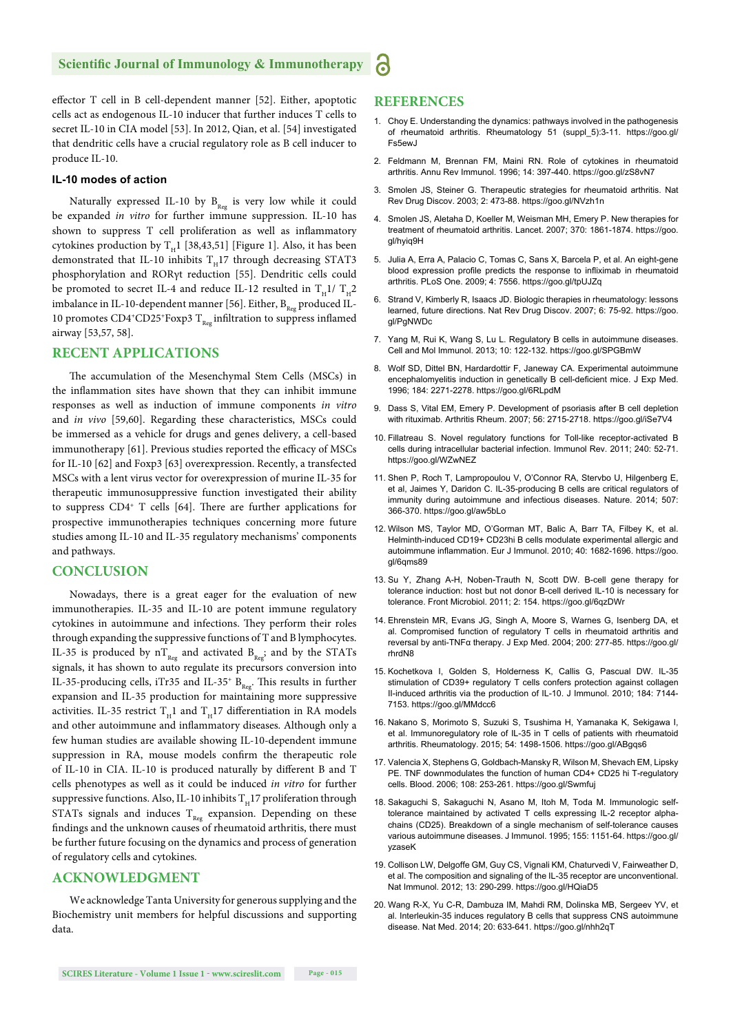effector T cell in B cell-dependent manner [52]. Either, apoptotic cells act as endogenous IL-10 inducer that further induces T cells to secret IL-10 in CIA model [53]. In 2012, Qian, et al. [54] investigated that dendritic cells have a crucial regulatory role as B cell inducer to produce IL-10.

### IL-10 modes of action

Naturally expressed IL-10 by $B_{Reg}$ is very low while it could be expanded *in vitro* for further immune suppression. IL-10 has shown to suppress T cell proliferation as well as inflammatory cytokines production by $T_H1$ [38,43,51] [Figure 1]. Also, it has been demonstrated that IL-10 inhibits $T_H17$ through decreasing STAT3 phosphorylation and RORγt reduction [55]. Dendritic cells could be promoted to secret IL-4 and reduce IL-12 resulted in $T_H1$/ $T_H2$ imbalance in IL-10-dependent manner [56]. Either, $B_{Reg}$ produced IL-10 promotes $CD4^{+}CD25^{+}$Foxp3 $T_{Reg}$ infiltration to suppress inflamed airway [53,57, 58].

## RECENT APPLICATIONS

The accumulation of the Mesenchymal Stem Cells (MSCs) in the inflammation sites have shown that they can inhibit immune responses as well as induction of immune components *in vitro* and *in vivo* [59,60]. Regarding these characteristics, MSCs could be immersed as a vehicle for drugs and genes delivery, a cell-based immunotherapy [61]. Previous studies reported the efficacy of MSCs for IL-10 [62] and Foxp3 [63] overexpression. Recently, a transfected MSCs with a lent virus vector for overexpression of murine IL-35 for therapeutic immunosuppressive function investigated their ability to suppress $CD4^{+}$ T cells [64]. There are further applications for prospective immunotherapies techniques concerning more future studies among IL-10 and IL-35 regulatory mechanisms' components and pathways.

## CONCLUSION

Nowadays, there is a great eager for the evaluation of new immunotherapies. IL-35 and IL-10 are potent immune regulatory cytokines in autoimmune and infections. They perform their roles through expanding the suppressive functions of T and B lymphocytes. IL-35 is produced by $nT_{Reg}$ and activated $B_{Reg}$; and by the STATs signals, it has shown to auto regulate its precursors conversion into IL-35-producing cells, iTr35 and IL-$35^{+}$ $B_{Reg}$. This results in further expansion and IL-35 production for maintaining more suppressive activities. IL-35 restrict $T_H1$ and $T_H17$ differentiation in RA models and other autoimmune and inflammatory diseases. Although only a few human studies are available showing IL-10-dependent immune suppression in RA, mouse models confirm the therapeutic role of IL-10 in CIA. IL-10 is produced naturally by different B and T cells phenotypes as well as it could be induced *in vitro* for further suppressive functions. Also, IL-10 inhibits $T_H17$ proliferation through STATs signals and induces $T_{Reg}$ expansion. Depending on these findings and the unknown causes of rheumatoid arthritis, there must be further future focusing on the dynamics and process of generation of regulatory cells and cytokines.

## ACKNOWLEDGMENT

We acknowledge Tanta University for generous supplying and the Biochemistry unit members for helpful discussions and supporting data.

## REFERENCES

1. Choy E. Understanding the dynamics: pathways involved in the pathogenesis of rheumatoid arthritis. Rheumatology 51 (suppl_5):3-11. https://goo.gl/Fs5ewJ
2. Feldmann M, Brennan FM, Maini RN. Role of cytokines in rheumatoid arthritis. Annu Rev Immunol. 1996; 14: 397-440. https://goo.gl/zS8vN7
3. Smolen JS, Steiner G. Therapeutic strategies for rheumatoid arthritis. Nat Rev Drug Discov. 2003; 2: 473-88. https://goo.gl/NVzh1n
4. Smolen JS, Aletaha D, Koeller M, Weisman MH, Emery P. New therapies for treatment of rheumatoid arthritis. Lancet. 2007; 370: 1861-1874. https://goo.gl/hyiq9H
5. Julia A, Erra A, Palacio C, Tomas C, Sans X, Barcela P, et al. An eight-gene blood expression profile predicts the response to infliximab in rheumatoid arthritis. PLoS One. 2009; 4: 7556. https://goo.gl/tpUJZq
6. Strand V, Kimberly R, Isaacs JD. Biologic therapies in rheumatology: lessons learned, future directions. Nat Rev Drug Discov. 2007; 6: 75-92. https://goo.gl/PgNWDc
7. Yang M, Rui K, Wang S, Lu L. Regulatory B cells in autoimmune diseases. Cell and Mol Immunol. 2013; 10: 122-132. https://goo.gl/SPGBmW
8. Wolf SD, Dittel BN, Hardardottir F, Janeway CA. Experimental autoimmune encephalomyelitis induction in genetically B cell-deficient mice. J Exp Med. 1996; 184: 2271-2278. https://goo.gl/6RLpdM
9. Dass S, Vital EM, Emery P. Development of psoriasis after B cell depletion with rituximab. Arthritis Rheum. 2007; 56: 2715-2718. https://goo.gl/iSe7V4
10. Fillatreau S. Novel regulatory functions for Toll-like receptor-activated B cells during intracellular bacterial infection. Immunol Rev. 2011; 240: 52-71. https://goo.gl/WZwNEZ
11. Shen P, Roch T, Lampropoulou V, O'Connor RA, Stervbo U, Hilgenberg E, et al, Jaimes Y, Daridon C. IL-35-producing B cells are critical regulators of immunity during autoimmune and infectious diseases. Nature. 2014; 507: 366-370. https://goo.gl/aw5bLo
12. Wilson MS, Taylor MD, O'Gorman MT, Balic A, Barr TA, Filbey K, et al. Helminth-induced CD19+ CD23hi B cells modulate experimental allergic and autoimmune inflammation. Eur J Immunol. 2010; 40: 1682-1696. https://goo.gl/6qms89
13. Su Y, Zhang A-H, Noben-Trauth N, Scott DW. B-cell gene therapy for tolerance induction: host but not donor B-cell derived IL-10 is necessary for tolerance. Front Microbiol. 2011; 2: 154. https://goo.gl/6qzDWr
14. Ehrenstein MR, Evans JG, Singh A, Moore S, Warnes G, Isenberg DA, et al. Compromised function of regulatory T cells in rheumatoid arthritis and reversal by anti-TNFα therapy. J Exp Med. 2004; 200: 277-85. https://goo.gl/rhrdN8
15. Kochetkova I, Golden S, Holderness K, Callis G, Pascual DW. IL-35 stimulation of CD39+ regulatory T cells confers protection against collagen II-induced arthritis via the production of IL-10. J Immunol. 2010; 184: 7144-7153. https://goo.gl/MMdcc6
16. Nakano S, Morimoto S, Suzuki S, Tsushima H, Yamanaka K, Sekigawa I, et al. Immunoregulatory role of IL-35 in T cells of patients with rheumatoid arthritis. Rheumatology. 2015; 54: 1498-1506. https://goo.gl/ABgqs6
17. Valencia X, Stephens G, Goldbach-Mansky R, Wilson M, Shevach EM, Lipsky PE. TNF downmodulates the function of human CD4+ CD25 hi T-regulatory cells. Blood. 2006; 108: 253-261. https://goo.gl/Swmfuj
18. Sakaguchi S, Sakaguchi N, Asano M, Itoh M, Toda M. Immunologic self-tolerance maintained by activated T cells expressing IL-2 receptor alpha-chains (CD25). Breakdown of a single mechanism of self-tolerance causes various autoimmune diseases. J Immunol. 1995; 155: 1151-64. https://goo.gl/yzaseK
19. Collison LW, Delgoffe GM, Guy CS, Vignali KM, Chaturvedi V, Fairweather D, et al. The composition and signaling of the IL-35 receptor are unconventional. Nat Immunol. 2012; 13: 290-299. https://goo.gl/HQiaD5
20. Wang R-X, Yu C-R, Dambuza IM, Mahdi RM, Dolinska MB, Sergeev YV, et al. Interleukin-35 induces regulatory B cells that suppress CNS autoimmune disease. Nat Med. 2014; 20: 633-641. https://goo.gl/nhh2qT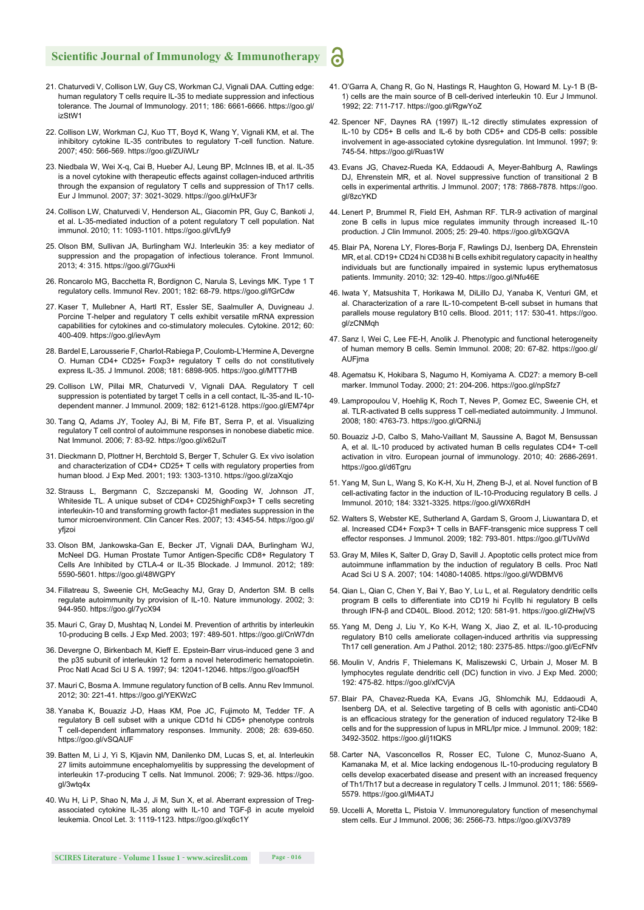21. Chaturvedi V, Collison LW, Guy CS, Workman CJ, Vignali DAA. Cutting edge: human regulatory T cells require IL-35 to mediate suppression and infectious tolerance. The Journal of Immunology. 2011; 186: 6661-6666. https://goo.gl/izStW1

22. Collison LW, Workman CJ, Kuo TT, Boyd K, Wang Y, Vignali KM, et al. The inhibitory cytokine IL-35 contributes to regulatory T-cell function. Nature. 2007; 450: 566-569. https://goo.gl/ZUiWLr

23. Niedbala W, Wei X-q, Cai B, Hueber AJ, Leung BP, McInnes IB, et al. IL-35 is a novel cytokine with therapeutic effects against collagen-induced arthritis through the expansion of regulatory T cells and suppression of Th17 cells. Eur J Immunol. 2007; 37: 3021-3029. https://goo.gl/HxUF3r

24. Collison LW, Chaturvedi V, Henderson AL, Giacomin PR, Guy C, Bankoti J, et al. L-35-mediated induction of a potent regulatory T cell population. Nat immunol. 2010; 11: 1093-1101. https://goo.gl/vfLfy9

25. Olson BM, Sullivan JA, Burlingham WJ. Interleukin 35: a key mediator of suppression and the propagation of infectious tolerance. Front Immunol. 2013; 4: 315. https://goo.gl/7GuxHi

26. Roncarolo MG, Bacchetta R, Bordignon C, Narula S, Levings MK. Type 1 T regulatory cells. Immunol Rev. 2001; 182: 68-79. https://goo.gl/fGrCdw

27. Kaser T, Mullebner A, Hartl RT, Essler SE, Saalmuller A, Duvigneau J. Porcine T-helper and regulatory T cells exhibit versatile mRNA expression capabilities for cytokines and co-stimulatory molecules. Cytokine. 2012; 60: 400-409. https://goo.gl/ievAym

28. Bardel E, Larousserie F, Charlot-Rabiega P, Coulomb-L'Hermine A, Devergne O. Human CD4+ CD25+ Foxp3+ regulatory T cells do not constitutively express IL-35. J Immunol. 2008; 181: 6898-905. https://goo.gl/MTT7HB

29. Collison LW, Pillai MR, Chaturvedi V, Vignali DAA. Regulatory T cell suppression is potentiated by target T cells in a cell contact, IL-35-and IL-10-dependent manner. J Immunol. 2009; 182: 6121-6128. https://goo.gl/EM74pr

30. Tang Q, Adams JY, Tooley AJ, Bi M, Fife BT, Serra P, et al. Visualizing regulatory T cell control of autoimmune responses in nonobese diabetic mice. Nat Immunol. 2006; 7: 83-92. https://goo.gl/x62uiT

31. Dieckmann D, Plottner H, Berchtold S, Berger T, Schuler G. Ex vivo isolation and characterization of CD4+ CD25+ T cells with regulatory properties from human blood. J Exp Med. 2001; 193: 1303-1310. https://goo.gl/zaXqjo

32. Strauss L, Bergmann C, Szczepanski M, Gooding W, Johnson JT, Whiteside TL. A unique subset of CD4+ CD25highFoxp3+ T cells secreting interleukin-10 and transforming growth factor-β1 mediates suppression in the tumor microenvironment. Clin Cancer Res. 2007; 13: 4345-54. https://goo.gl/yfjzoi

33. Olson BM, Jankowska-Gan E, Becker JT, Vignali DAA, Burlingham WJ, McNeel DG. Human Prostate Tumor Antigen-Specific CD8+ Regulatory T Cells Are Inhibited by CTLA-4 or IL-35 Blockade. J Immunol. 2012; 189: 5590-5601. https://goo.gl/48WGPY

34. Fillatreau S, Sweenie CH, McGeachy MJ, Gray D, Anderton SM. B cells regulate autoimmunity by provision of IL-10. Nature immunology. 2002; 3: 944-950. https://goo.gl/7ycX94

35. Mauri C, Gray D, Mushtaq N, Londei M. Prevention of arthritis by interleukin 10-producing B cells. J Exp Med. 2003; 197: 489-501. https://goo.gl/CnW7dn

36. Devergne O, Birkenbach M, Kieff E. Epstein-Barr virus-induced gene 3 and the p35 subunit of interleukin 12 form a novel heterodimeric hematopoietin. Proc Natl Acad Sci U S A. 1997; 94: 12041-12046. https://goo.gl/oacf5H

37. Mauri C, Bosma A. Immune regulatory function of B cells. Annu Rev Immunol. 2012; 30: 221-41. https://goo.gl/YEKWzC

38. Yanaba K, Bouaziz J-D, Haas KM, Poe JC, Fujimoto M, Tedder TF. A regulatory B cell subset with a unique CD1d hi CD5+ phenotype controls T cell-dependent inflammatory responses. Immunity. 2008; 28: 639-650. https://goo.gl/vSQAUF

39. Batten M, Li J, Yi S, Kljavin NM, Danilenko DM, Lucas S, et, al. Interleukin 27 limits autoimmune encephalomyelitis by suppressing the development of interleukin 17-producing T cells. Nat Immunol. 2006; 7: 929-36. https://goo.gl/3wtq4x

40. Wu H, Li P, Shao N, Ma J, Ji M, Sun X, et al. Aberrant expression of Treg-associated cytokine IL-35 along with IL-10 and TGF-β in acute myeloid leukemia. Oncol Let. 3: 1119-1123. https://goo.gl/xq6c1Y

41. O'Garra A, Chang R, Go N, Hastings R, Haughton G, Howard M. Ly-1 B (B-1) cells are the main source of B cell-derived interleukin 10. Eur J Immunol. 1992; 22: 711-717. https://goo.gl/RgwYoZ

42. Spencer NF, Daynes RA (1997) IL-12 directly stimulates expression of IL-10 by CD5+ B cells and IL-6 by both CD5+ and CD5-B cells: possible involvement in age-associated cytokine dysregulation. Int Immunol. 1997; 9: 745-54. https://goo.gl/Ruas1W

43. Evans JG, Chavez-Rueda KA, Eddaoudi A, Meyer-Bahlburg A, Rawlings DJ, Ehrenstein MR, et al. Novel suppressive function of transitional 2 B cells in experimental arthritis. J Immunol. 2007; 178: 7868-7878. https://goo.gl/8zcYKD

44. Lenert P, Brummel R, Field EH, Ashman RF. TLR-9 activation of marginal zone B cells in lupus mice regulates immunity through increased IL-10 production. J Clin Immunol. 2005; 25: 29-40. https://goo.gl/bXGQVA

45. Blair PA, Norena LY, Flores-Borja F, Rawlings DJ, Isenberg DA, Ehrenstein MR, et al. CD19+ CD24 hi CD38 hi B cells exhibit regulatory capacity in healthy individuals but are functionally impaired in systemic lupus erythematosus patients. Immunity. 2010; 32: 129-40. https://goo.gl/Nfu46E

46. Iwata Y, Matsushita T, Horikawa M, DiLillo DJ, Yanaba K, Venturi GM, et al. Characterization of a rare IL-10-competent B-cell subset in humans that parallels mouse regulatory B10 cells. Blood. 2011; 117: 530-41. https://goo.gl/zCNMqh

47. Sanz I, Wei C, Lee FE-H, Anolik J. Phenotypic and functional heterogeneity of human memory B cells. Semin Immunol. 2008; 20: 67-82. https://goo.gl/AUFjma

48. Agematsu K, Hokibara S, Nagumo H, Komiyama A. CD27: a memory B-cell marker. Immunol Today. 2000; 21: 204-206. https://goo.gl/npSfz7

49. Lampropoulou V, Hoehlig K, Roch T, Neves P, Gomez EC, Sweenie CH, et al. TLR-activated B cells suppress T cell-mediated autoimmunity. J Immunol. 2008; 180: 4763-73. https://goo.gl/QRNiJj

50. Bouaziz J-D, Calbo S, Maho-Vaillant M, Saussine A, Bagot M, Bensussan A, et al. IL-10 produced by activated human B cells regulates CD4+ T-cell activation in vitro. European journal of immunology. 2010; 40: 2686-2691. https://goo.gl/d6Tgru

51. Yang M, Sun L, Wang S, Ko K-H, Xu H, Zheng B-J, et al. Novel function of B cell-activating factor in the induction of IL-10-Producing regulatory B cells. J Immunol. 2010; 184: 3321-3325. https://goo.gl/WX6RdH

52. Walters S, Webster KE, Sutherland A, Gardam S, Groom J, Liuwantara D, et al. Increased CD4+ Foxp3+ T cells in BAFF-transgenic mice suppress T cell effector responses. J Immunol. 2009; 182: 793-801. https://goo.gl/TUviWd

53. Gray M, Miles K, Salter D, Gray D, Savill J. Apoptotic cells protect mice from autoimmune inflammation by the induction of regulatory B cells. Proc Natl Acad Sci U S A. 2007; 104: 14080-14085. https://goo.gl/WDBMV6

54. Qian L, Qian C, Chen Y, Bai Y, Bao Y, Lu L, et al. Regulatory dendritic cells program B cells to differentiate into CD19 hi FcγIIb hi regulatory B cells through IFN-β and CD40L. Blood. 2012; 120: 581-91. https://goo.gl/ZHwjVS

55. Yang M, Deng J, Liu Y, Ko K-H, Wang X, Jiao Z, et al. IL-10-producing regulatory B10 cells ameliorate collagen-induced arthritis via suppressing Th17 cell generation. Am J Pathol. 2012; 180: 2375-85. https://goo.gl/EcFNfv

56. Moulin V, Andris F, Thielemans K, Maliszewski C, Urbain J, Moser M. B lymphocytes regulate dendritic cell (DC) function in vivo. J Exp Med. 2000; 192: 475-82. https://goo.gl/xfCVjA

57. Blair PA, Chavez-Rueda KA, Evans JG, Shlomchik MJ, Eddaoudi A, Isenberg DA, et al. Selective targeting of B cells with agonistic anti-CD40 is an efficacious strategy for the generation of induced regulatory T2-like B cells and for the suppression of lupus in MRL/lpr mice. J Immunol. 2009; 182: 3492-3502. https://goo.gl/j1tQKS

58. Carter NA, Vasconcellos R, Rosser EC, Tulone C, Munoz-Suano A, Kamanaka M, et al. Mice lacking endogenous IL-10-producing regulatory B cells develop exacerbated disease and present with an increased frequency of Th1/Th17 but a decrease in regulatory T cells. J Immunol. 2011; 186: 5569-5579. https://goo.gl/Mi4ATJ

59. Uccelli A, Moretta L, Pistoia V. Immunoregulatory function of mesenchymal stem cells. Eur J Immunol. 2006; 36: 2566-73. https://goo.gl/XV3789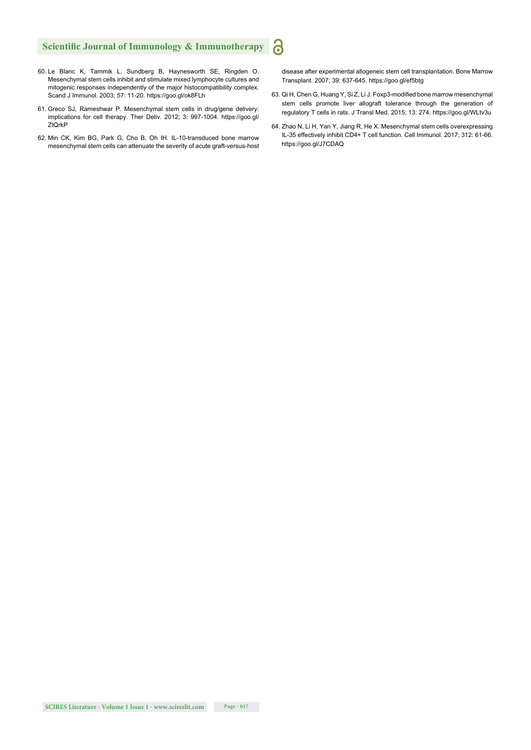60. Le Blanc K, Tammik L, Sundberg B, Haynesworth SE, Ringden O. Mesenchymal stem cells inhibit and stimulate mixed lymphocyte cultures and mitogenic responses independently of the major histocompatibility complex. Scand J Immunol. 2003; 57: 11-20. https://goo.gl/ok8FLh

61. Greco SJ, Rameshwar P. Mesenchymal stem cells in drug/gene delivery: implications for cell therapy. Ther Deliv. 2012; 3: 997-1004. https://goo.gl/ZtQrkP

62. Min CK, Kim BG, Park G, Cho B, Oh IH. IL-10-transduced bone marrow mesenchymal stem cells can attenuate the severity of acute graft-versus-host disease after experimental allogeneic stem cell transplantation. Bone Marrow Transplant. 2007; 39: 637-645. https://goo.gl/ef5btg

63. Qi H, Chen G, Huang Y, Si Z, Li J. Foxp3-modified bone marrow mesenchymal stem cells promote liver allograft tolerance through the generation of regulatory T cells in rats. J Transl Med. 2015; 13: 274. https://goo.gl/WLtv3u

64. Zhao N, Li H, Yan Y, Jiang R, He X. Mesenchymal stem cells overexpressing IL-35 effectively inhibit CD4+ T cell function. Cell Immunol. 2017; 312: 61-66. https://goo.gl/J7CDAQ